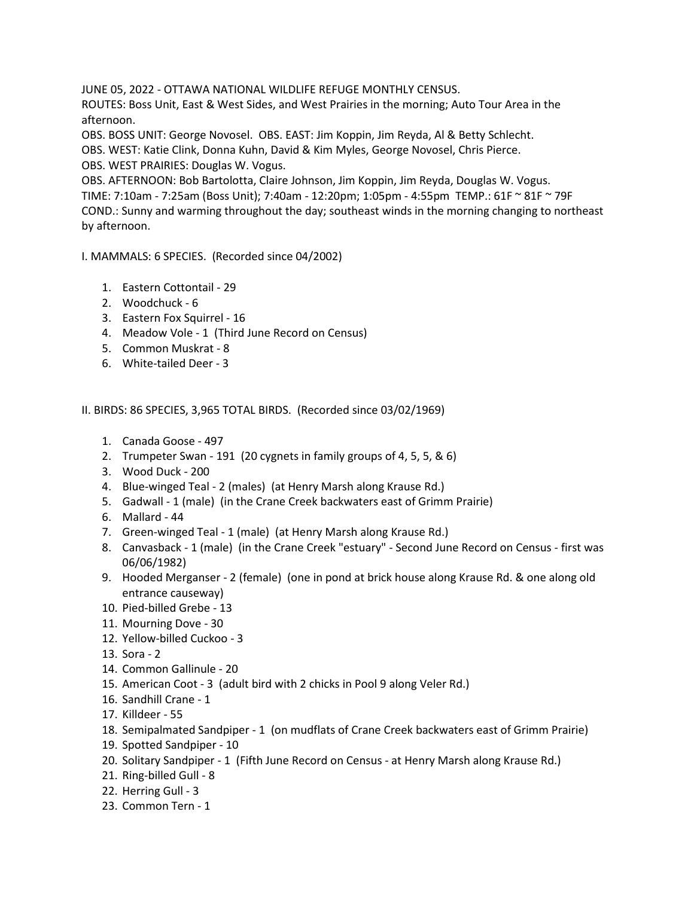JUNE 05, 2022 - OTTAWA NATIONAL WILDLIFE REFUGE MONTHLY CENSUS.
ROUTES: Boss Unit, East & West Sides, and West Prairies in the morning; Auto Tour Area in the afternoon.
OBS. BOSS UNIT: George Novosel. OBS. EAST: Jim Koppin, Jim Reyda, Al & Betty Schlecht.
OBS. WEST: Katie Clink, Donna Kuhn, David & Kim Myles, George Novosel, Chris Pierce.
OBS. WEST PRAIRIES: Douglas W. Vogus.
OBS. AFTERNOON: Bob Bartolotta, Claire Johnson, Jim Koppin, Jim Reyda, Douglas W. Vogus.
TIME: 7:10am - 7:25am (Boss Unit); 7:40am - 12:20pm; 1:05pm - 4:55pm TEMP.: 61F ~ 81F ~ 79F
COND.: Sunny and warming throughout the day; southeast winds in the morning changing to northeast by afternoon.

I. MAMMALS: 6 SPECIES. (Recorded since 04/2002)

1. Eastern Cottontail - 29
2. Woodchuck - 6
3. Eastern Fox Squirrel - 16
4. Meadow Vole - 1 (Third June Record on Census)
5. Common Muskrat - 8
6. White-tailed Deer - 3

II. BIRDS: 86 SPECIES, 3,965 TOTAL BIRDS. (Recorded since 03/02/1969)

1. Canada Goose - 497
2. Trumpeter Swan - 191 (20 cygnets in family groups of 4, 5, 5, & 6)
3. Wood Duck - 200
4. Blue-winged Teal - 2 (males) (at Henry Marsh along Krause Rd.)
5. Gadwall - 1 (male) (in the Crane Creek backwaters east of Grimm Prairie)
6. Mallard - 44
7. Green-winged Teal - 1 (male) (at Henry Marsh along Krause Rd.)
8. Canvasback - 1 (male) (in the Crane Creek "estuary" - Second June Record on Census - first was 06/06/1982)
9. Hooded Merganser - 2 (female) (one in pond at brick house along Krause Rd. & one along old entrance causeway)
10. Pied-billed Grebe - 13
11. Mourning Dove - 30
12. Yellow-billed Cuckoo - 3
13. Sora - 2
14. Common Gallinule - 20
15. American Coot - 3 (adult bird with 2 chicks in Pool 9 along Veler Rd.)
16. Sandhill Crane - 1
17. Killdeer - 55
18. Semipalmated Sandpiper - 1 (on mudflats of Crane Creek backwaters east of Grimm Prairie)
19. Spotted Sandpiper - 10
20. Solitary Sandpiper - 1 (Fifth June Record on Census - at Henry Marsh along Krause Rd.)
21. Ring-billed Gull - 8
22. Herring Gull - 3
23. Common Tern - 1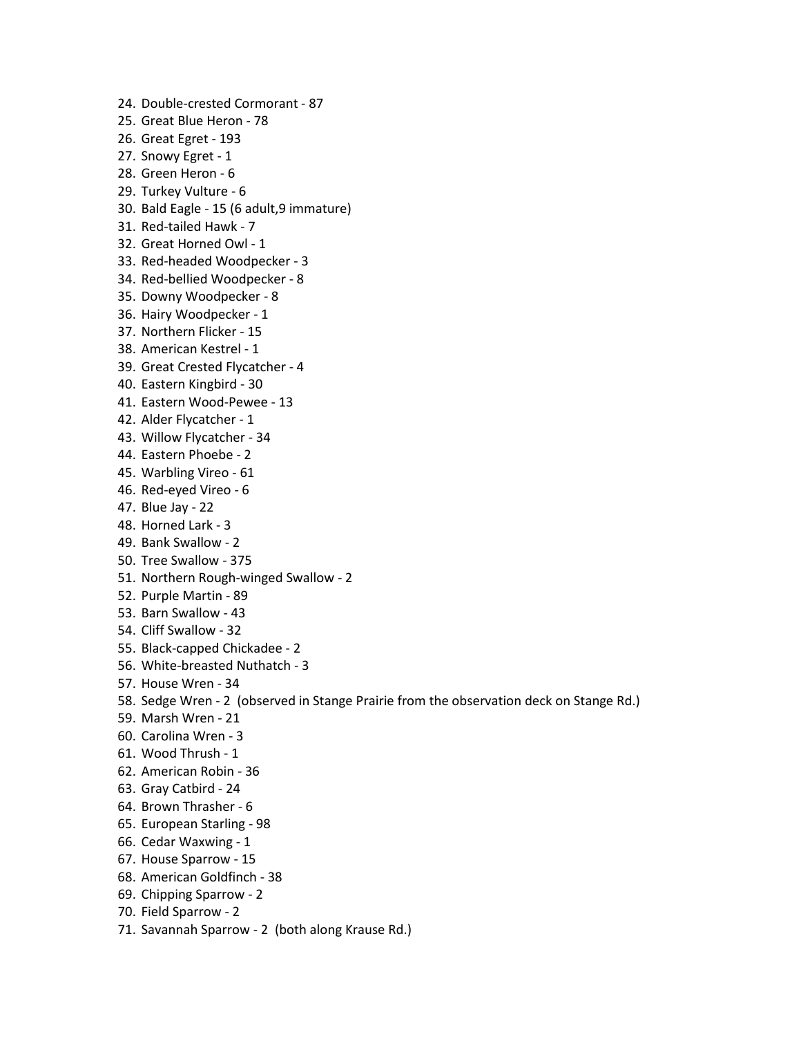24. Double-crested Cormorant - 87
25. Great Blue Heron - 78
26. Great Egret - 193
27. Snowy Egret - 1
28. Green Heron - 6
29. Turkey Vulture - 6
30. Bald Eagle - 15 (6 adult,9 immature)
31. Red-tailed Hawk - 7
32. Great Horned Owl - 1
33. Red-headed Woodpecker - 3
34. Red-bellied Woodpecker - 8
35. Downy Woodpecker - 8
36. Hairy Woodpecker - 1
37. Northern Flicker - 15
38. American Kestrel - 1
39. Great Crested Flycatcher - 4
40. Eastern Kingbird - 30
41. Eastern Wood-Pewee - 13
42. Alder Flycatcher - 1
43. Willow Flycatcher - 34
44. Eastern Phoebe - 2
45. Warbling Vireo - 61
46. Red-eyed Vireo - 6
47. Blue Jay - 22
48. Horned Lark - 3
49. Bank Swallow - 2
50. Tree Swallow - 375
51. Northern Rough-winged Swallow - 2
52. Purple Martin - 89
53. Barn Swallow - 43
54. Cliff Swallow - 32
55. Black-capped Chickadee - 2
56. White-breasted Nuthatch - 3
57. House Wren - 34
58. Sedge Wren - 2 (observed in Stange Prairie from the observation deck on Stange Rd.)
59. Marsh Wren - 21
60. Carolina Wren - 3
61. Wood Thrush - 1
62. American Robin - 36
63. Gray Catbird - 24
64. Brown Thrasher - 6
65. European Starling - 98
66. Cedar Waxwing - 1
67. House Sparrow - 15
68. American Goldfinch - 38
69. Chipping Sparrow - 2
70. Field Sparrow - 2
71. Savannah Sparrow - 2 (both along Krause Rd.)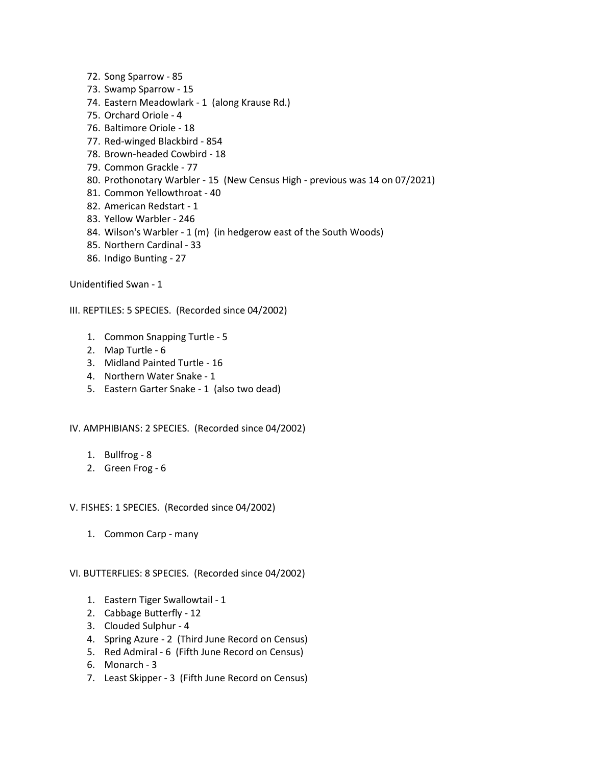72. Song Sparrow - 85
73. Swamp Sparrow - 15
74. Eastern Meadowlark - 1 (along Krause Rd.)
75. Orchard Oriole - 4
76. Baltimore Oriole - 18
77. Red-winged Blackbird - 854
78. Brown-headed Cowbird - 18
79. Common Grackle - 77
80. Prothonotary Warbler - 15 (New Census High - previous was 14 on 07/2021)
81. Common Yellowthroat - 40
82. American Redstart - 1
83. Yellow Warbler - 246
84. Wilson's Warbler - 1 (m) (in hedgerow east of the South Woods)
85. Northern Cardinal - 33
86. Indigo Bunting - 27

Unidentified Swan - 1

III. REPTILES: 5 SPECIES. (Recorded since 04/2002)

1. Common Snapping Turtle - 5
2. Map Turtle - 6
3. Midland Painted Turtle - 16
4. Northern Water Snake - 1
5. Eastern Garter Snake - 1 (also two dead)

IV. AMPHIBIANS: 2 SPECIES. (Recorded since 04/2002)

1. Bullfrog - 8
2. Green Frog - 6

V. FISHES: 1 SPECIES. (Recorded since 04/2002)

1. Common Carp - many

VI. BUTTERFLIES: 8 SPECIES. (Recorded since 04/2002)

1. Eastern Tiger Swallowtail - 1
2. Cabbage Butterfly - 12
3. Clouded Sulphur - 4
4. Spring Azure - 2 (Third June Record on Census)
5. Red Admiral - 6 (Fifth June Record on Census)
6. Monarch - 3
7. Least Skipper - 3 (Fifth June Record on Census)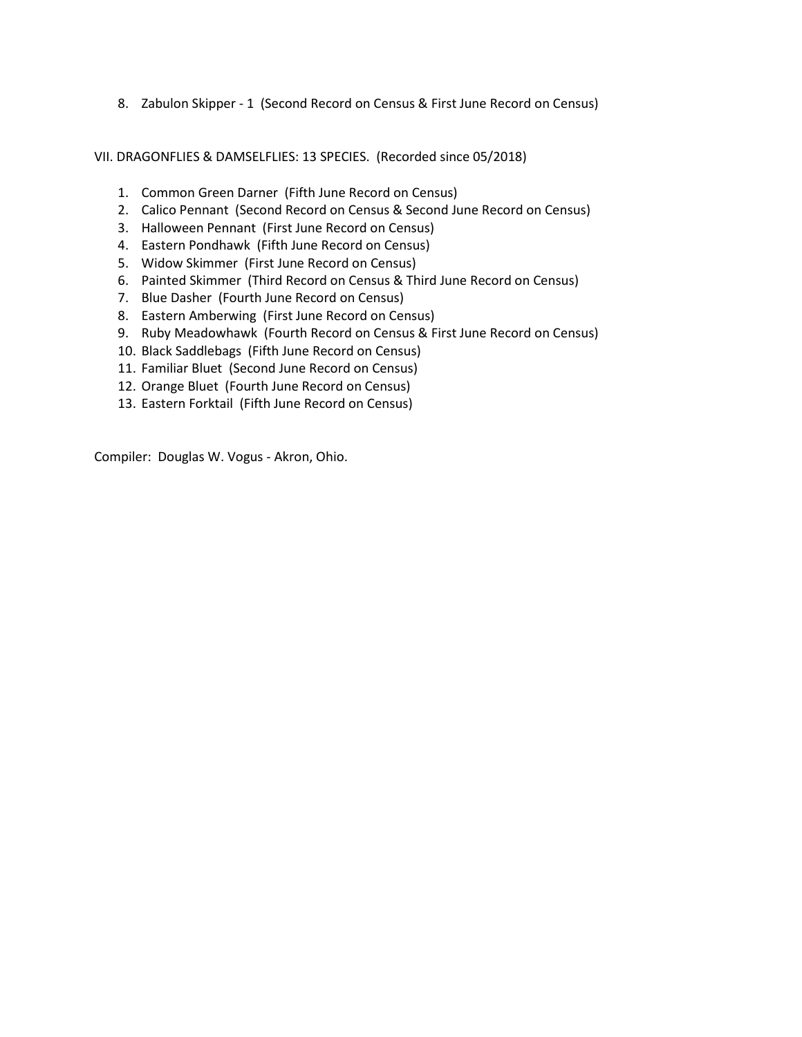8. Zabulon Skipper - 1 (Second Record on Census & First June Record on Census)

VII. DRAGONFLIES & DAMSELFLIES: 13 SPECIES. (Recorded since 05/2018)

1. Common Green Darner (Fifth June Record on Census)
2. Calico Pennant (Second Record on Census & Second June Record on Census)
3. Halloween Pennant (First June Record on Census)
4. Eastern Pondhawk (Fifth June Record on Census)
5. Widow Skimmer (First June Record on Census)
6. Painted Skimmer (Third Record on Census & Third June Record on Census)
7. Blue Dasher (Fourth June Record on Census)
8. Eastern Amberwing (First June Record on Census)
9. Ruby Meadowhawk (Fourth Record on Census & First June Record on Census)
10. Black Saddlebags (Fifth June Record on Census)
11. Familiar Bluet (Second June Record on Census)
12. Orange Bluet (Fourth June Record on Census)
13. Eastern Forktail (Fifth June Record on Census)

Compiler: Douglas W. Vogus - Akron, Ohio.